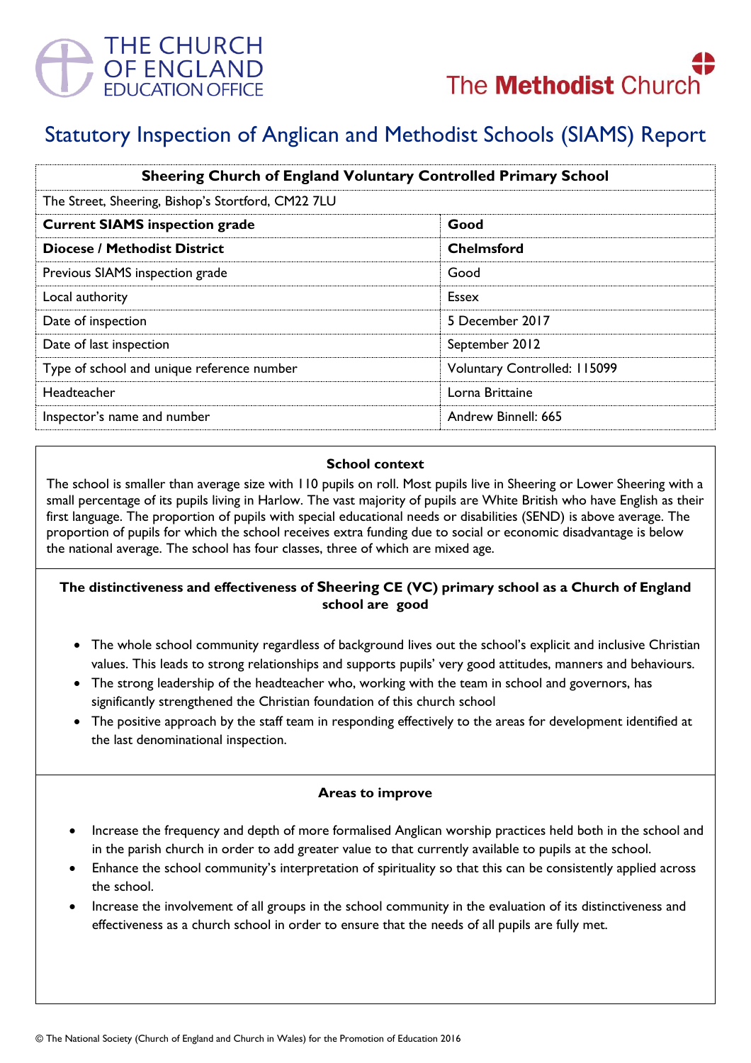THE CHURCH OF ENGLAND EDUCATION OFFICE

The **Methodist** Church

# Statutory Inspection of Anglican and Methodist Schools (SIAMS) Report

| **Sheering Church of England Voluntary Controlled Primary School** | |
|---|---|
| The Street, Sheering, Bishop's Stortford, CM22 7LU | |
| **Current SIAMS inspection grade** | **Good** |
| **Diocese / Methodist District** | **Chelmsford** |
| Previous SIAMS inspection grade | Good |
| Local authority | Essex |
| Date of inspection | 5 December 2017 |
| Date of last inspection | September 2012 |
| Type of school and unique reference number | Voluntary Controlled: 115099 |
| Headteacher | Lorna Brittaine |
| Inspector's name and number | Andrew Binnell: 665 |

### School context

The school is smaller than average size with 110 pupils on roll. Most pupils live in Sheering or Lower Sheering with a small percentage of its pupils living in Harlow. The vast majority of pupils are White British who have English as their first language. The proportion of pupils with special educational needs or disabilities (SEND) is above average. The proportion of pupils for which the school receives extra funding due to social or economic disadvantage is below the national average. The school has four classes, three of which are mixed age.

### The distinctiveness and effectiveness of Sheering CE (VC) primary school as a Church of England school are good

- The whole school community regardless of background lives out the school's explicit and inclusive Christian values. This leads to strong relationships and supports pupils' very good attitudes, manners and behaviours.
- The strong leadership of the headteacher who, working with the team in school and governors, has significantly strengthened the Christian foundation of this church school
- The positive approach by the staff team in responding effectively to the areas for development identified at the last denominational inspection.

### Areas to improve

- Increase the frequency and depth of more formalised Anglican worship practices held both in the school and in the parish church in order to add greater value to that currently available to pupils at the school.
- Enhance the school community's interpretation of spirituality so that this can be consistently applied across the school.
- Increase the involvement of all groups in the school community in the evaluation of its distinctiveness and effectiveness as a church school in order to ensure that the needs of all pupils are fully met.

© The National Society (Church of England and Church in Wales) for the Promotion of Education 2016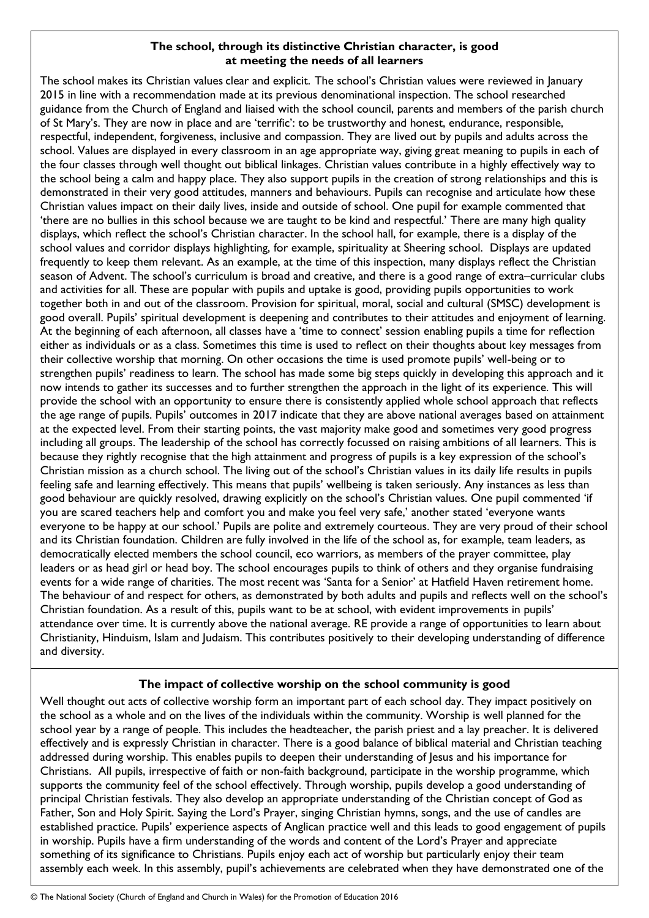**The school, through its distinctive Christian character, is good at meeting the needs of all learners**

The school makes its Christian values clear and explicit. The school's Christian values were reviewed in January 2015 in line with a recommendation made at its previous denominational inspection. The school researched guidance from the Church of England and liaised with the school council, parents and members of the parish church of St Mary's. They are now in place and are 'terrific': to be trustworthy and honest, endurance, responsible, respectful, independent, forgiveness, inclusive and compassion. They are lived out by pupils and adults across the school. Values are displayed in every classroom in an age appropriate way, giving great meaning to pupils in each of the four classes through well thought out biblical linkages. Christian values contribute in a highly effectively way to the school being a calm and happy place. They also support pupils in the creation of strong relationships and this is demonstrated in their very good attitudes, manners and behaviours. Pupils can recognise and articulate how these Christian values impact on their daily lives, inside and outside of school. One pupil for example commented that 'there are no bullies in this school because we are taught to be kind and respectful.' There are many high quality displays, which reflect the school's Christian character. In the school hall, for example, there is a display of the school values and corridor displays highlighting, for example, spirituality at Sheering school. Displays are updated frequently to keep them relevant. As an example, at the time of this inspection, many displays reflect the Christian season of Advent. The school's curriculum is broad and creative, and there is a good range of extra–curricular clubs and activities for all. These are popular with pupils and uptake is good, providing pupils opportunities to work together both in and out of the classroom. Provision for spiritual, moral, social and cultural (SMSC) development is good overall. Pupils' spiritual development is deepening and contributes to their attitudes and enjoyment of learning. At the beginning of each afternoon, all classes have a 'time to connect' session enabling pupils a time for reflection either as individuals or as a class. Sometimes this time is used to reflect on their thoughts about key messages from their collective worship that morning. On other occasions the time is used promote pupils' well-being or to strengthen pupils' readiness to learn. The school has made some big steps quickly in developing this approach and it now intends to gather its successes and to further strengthen the approach in the light of its experience. This will provide the school with an opportunity to ensure there is consistently applied whole school approach that reflects the age range of pupils. Pupils' outcomes in 2017 indicate that they are above national averages based on attainment at the expected level. From their starting points, the vast majority make good and sometimes very good progress including all groups. The leadership of the school has correctly focussed on raising ambitions of all learners. This is because they rightly recognise that the high attainment and progress of pupils is a key expression of the school's Christian mission as a church school. The living out of the school's Christian values in its daily life results in pupils feeling safe and learning effectively. This means that pupils' wellbeing is taken seriously. Any instances as less than good behaviour are quickly resolved, drawing explicitly on the school's Christian values. One pupil commented 'if you are scared teachers help and comfort you and make you feel very safe,' another stated 'everyone wants everyone to be happy at our school.' Pupils are polite and extremely courteous. They are very proud of their school and its Christian foundation. Children are fully involved in the life of the school as, for example, team leaders, as democratically elected members the school council, eco warriors, as members of the prayer committee, play leaders or as head girl or head boy. The school encourages pupils to think of others and they organise fundraising events for a wide range of charities. The most recent was 'Santa for a Senior' at Hatfield Haven retirement home. The behaviour of and respect for others, as demonstrated by both adults and pupils and reflects well on the school's Christian foundation. As a result of this, pupils want to be at school, with evident improvements in pupils' attendance over time. It is currently above the national average. RE provide a range of opportunities to learn about Christianity, Hinduism, Islam and Judaism. This contributes positively to their developing understanding of difference and diversity.

**The impact of collective worship on the school community is good**

Well thought out acts of collective worship form an important part of each school day. They impact positively on the school as a whole and on the lives of the individuals within the community. Worship is well planned for the school year by a range of people. This includes the headteacher, the parish priest and a lay preacher. It is delivered effectively and is expressly Christian in character. There is a good balance of biblical material and Christian teaching addressed during worship. This enables pupils to deepen their understanding of Jesus and his importance for Christians. All pupils, irrespective of faith or non-faith background, participate in the worship programme, which supports the community feel of the school effectively. Through worship, pupils develop a good understanding of principal Christian festivals. They also develop an appropriate understanding of the Christian concept of God as Father, Son and Holy Spirit. Saying the Lord's Prayer, singing Christian hymns, songs, and the use of candles are established practice. Pupils' experience aspects of Anglican practice well and this leads to good engagement of pupils in worship. Pupils have a firm understanding of the words and content of the Lord's Prayer and appreciate something of its significance to Christians. Pupils enjoy each act of worship but particularly enjoy their team assembly each week. In this assembly, pupil's achievements are celebrated when they have demonstrated one of the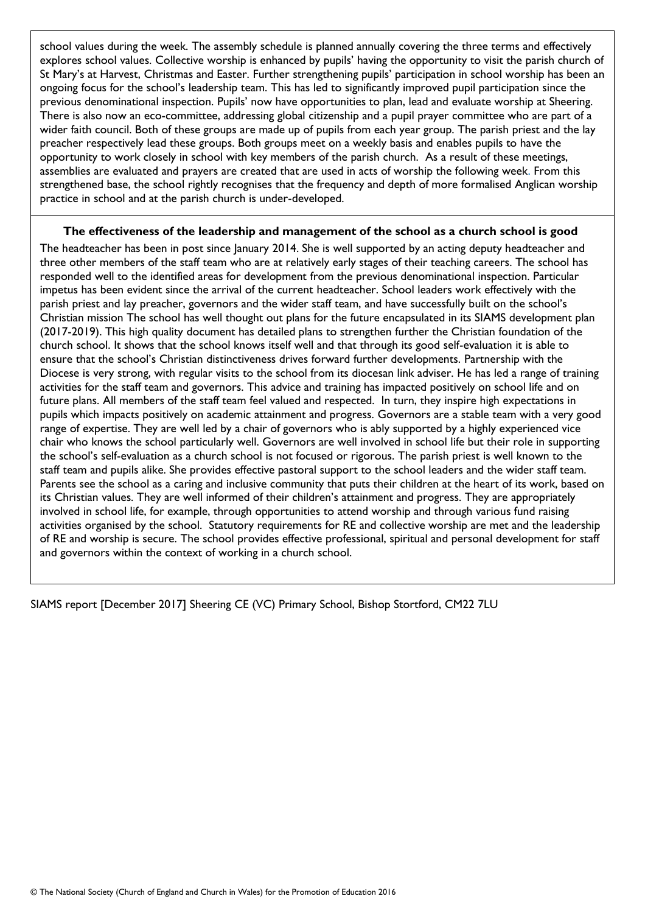school values during the week. The assembly schedule is planned annually covering the three terms and effectively explores school values. Collective worship is enhanced by pupils' having the opportunity to visit the parish church of St Mary's at Harvest, Christmas and Easter. Further strengthening pupils' participation in school worship has been an ongoing focus for the school's leadership team. This has led to significantly improved pupil participation since the previous denominational inspection. Pupils' now have opportunities to plan, lead and evaluate worship at Sheering. There is also now an eco-committee, addressing global citizenship and a pupil prayer committee who are part of a wider faith council. Both of these groups are made up of pupils from each year group. The parish priest and the lay preacher respectively lead these groups. Both groups meet on a weekly basis and enables pupils to have the opportunity to work closely in school with key members of the parish church. As a result of these meetings, assemblies are evaluated and prayers are created that are used in acts of worship the following week. From this strengthened base, the school rightly recognises that the frequency and depth of more formalised Anglican worship practice in school and at the parish church is under-developed.

**The effectiveness of the leadership and management of the school as a church school is good**

The headteacher has been in post since January 2014. She is well supported by an acting deputy headteacher and three other members of the staff team who are at relatively early stages of their teaching careers. The school has responded well to the identified areas for development from the previous denominational inspection. Particular impetus has been evident since the arrival of the current headteacher. School leaders work effectively with the parish priest and lay preacher, governors and the wider staff team, and have successfully built on the school's Christian mission The school has well thought out plans for the future encapsulated in its SIAMS development plan (2017-2019). This high quality document has detailed plans to strengthen further the Christian foundation of the church school. It shows that the school knows itself well and that through its good self-evaluation it is able to ensure that the school's Christian distinctiveness drives forward further developments. Partnership with the Diocese is very strong, with regular visits to the school from its diocesan link adviser. He has led a range of training activities for the staff team and governors. This advice and training has impacted positively on school life and on future plans. All members of the staff team feel valued and respected. In turn, they inspire high expectations in pupils which impacts positively on academic attainment and progress. Governors are a stable team with a very good range of expertise. They are well led by a chair of governors who is ably supported by a highly experienced vice chair who knows the school particularly well. Governors are well involved in school life but their role in supporting the school's self-evaluation as a church school is not focused or rigorous. The parish priest is well known to the staff team and pupils alike. She provides effective pastoral support to the school leaders and the wider staff team. Parents see the school as a caring and inclusive community that puts their children at the heart of its work, based on its Christian values. They are well informed of their children's attainment and progress. They are appropriately involved in school life, for example, through opportunities to attend worship and through various fund raising activities organised by the school. Statutory requirements for RE and collective worship are met and the leadership of RE and worship is secure. The school provides effective professional, spiritual and personal development for staff and governors within the context of working in a church school.

SIAMS report [December 2017] Sheering CE (VC) Primary School, Bishop Stortford, CM22 7LU